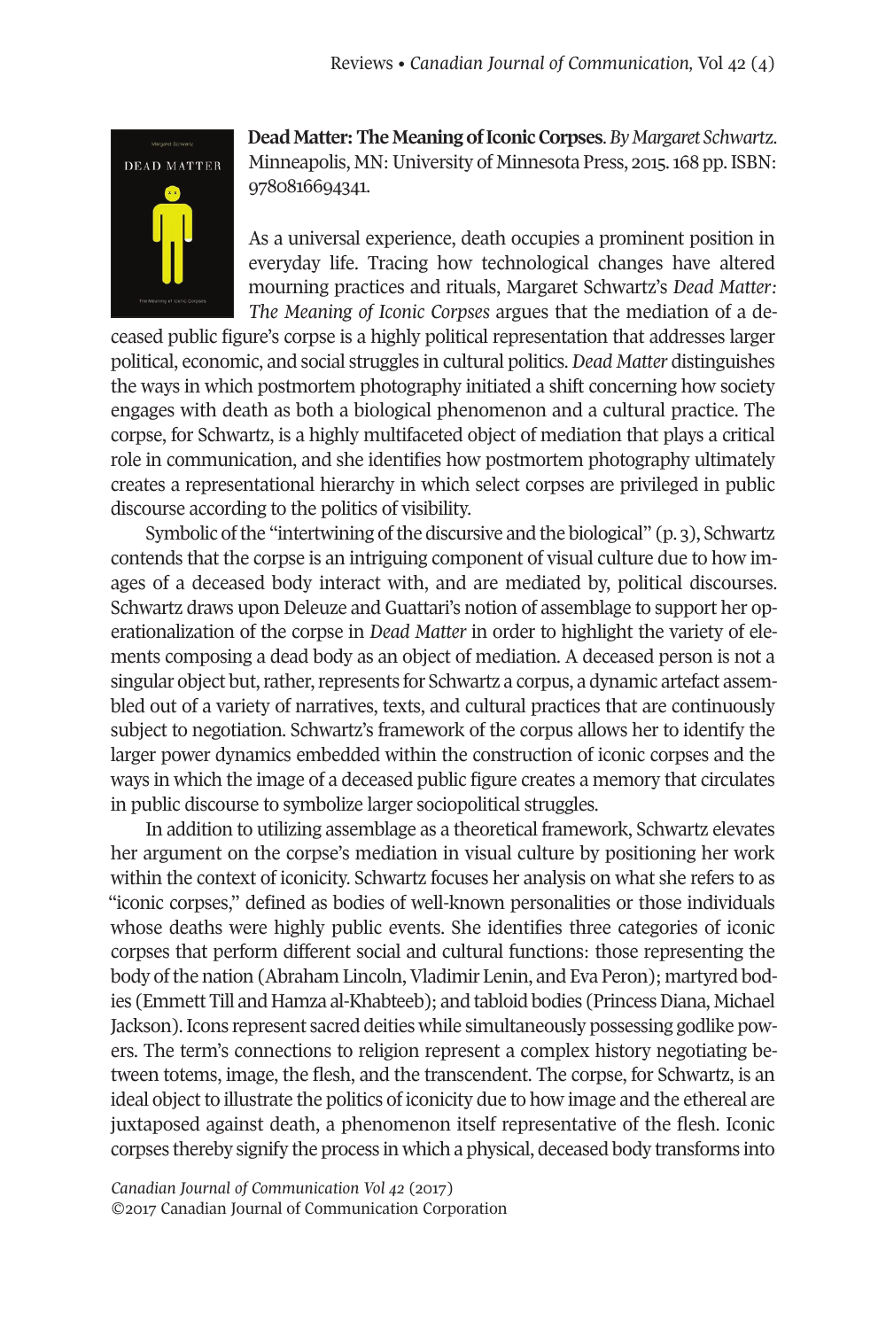**Dead Matter: The Meaning of Iconic Corpses**. *By Margaret Schwartz*. Minneapolis, MN: University of Minnesota Press, 2015. 168 pp. ISBN: 9780816694341.

As a universal experience, death occupies a prominent position in everyday life. Tracing how technological changes have altered mourning practices and rituals, Margaret Schwartz's *Dead Matter: The Meaning of Iconic Corpses* argues that the mediation of a deceased public figure's corpse is a highly political representation that addresses larger political, economic, and social struggles in cultural politics. *Dead Matter* distinguishes the ways in which postmortem photography initiated a shift concerning how society engages with death as both a biological phenomenon and a cultural practice. The corpse, for Schwartz, is a highly multifaceted object of mediation that plays a critical role in communication, and she identifies how postmortem photography ultimately creates a representational hierarchy in which select corpses are privileged in public discourse according to the politics of visibility.

Symbolic of the "intertwining of the discursive and the biological" (p. 3), Schwartz contends that the corpse is an intriguing component of visual culture due to how images of a deceased body interact with, and are mediated by, political discourses. Schwartz draws upon Deleuze and Guattari's notion of assemblage to support her operationalization of the corpse in *Dead Matter* in order to highlight the variety of elements composing a dead body as an object of mediation. A deceased person is not a singular object but, rather, represents for Schwartz a corpus, a dynamic artefact assembled out of a variety of narratives, texts, and cultural practices that are continuously subject to negotiation. Schwartz's framework of the corpus allows her to identify the larger power dynamics embedded within the construction of iconic corpses and the ways in which the image of a deceased public figure creates a memory that circulates in public discourse to symbolize larger sociopolitical struggles.

In addition to utilizing assemblage as a theoretical framework, Schwartz elevates her argument on the corpse's mediation in visual culture by positioning her work within the context of iconicity. Schwartz focuses her analysis on what she refers to as "iconic corpses," defined as bodies of well-known personalities or those individuals whose deaths were highly public events. She identifies three categories of iconic corpses that perform different social and cultural functions: those representing the body of the nation (Abraham Lincoln, Vladimir Lenin, and Eva Peron); martyred bodies (Emmett Till and Hamza al-Khabteeb); and tabloid bodies (Princess Diana, Michael Jackson). Icons represent sacred deities while simultaneously possessing godlike powers. The term's connections to religion represent a complex history negotiating between totems, image, the flesh, and the transcendent. The corpse, for Schwartz, is an ideal object to illustrate the politics of iconicity due to how image and the ethereal are juxtaposed against death, a phenomenon itself representative of the flesh. Iconic corpses thereby signify the process in which a physical, deceased body transforms into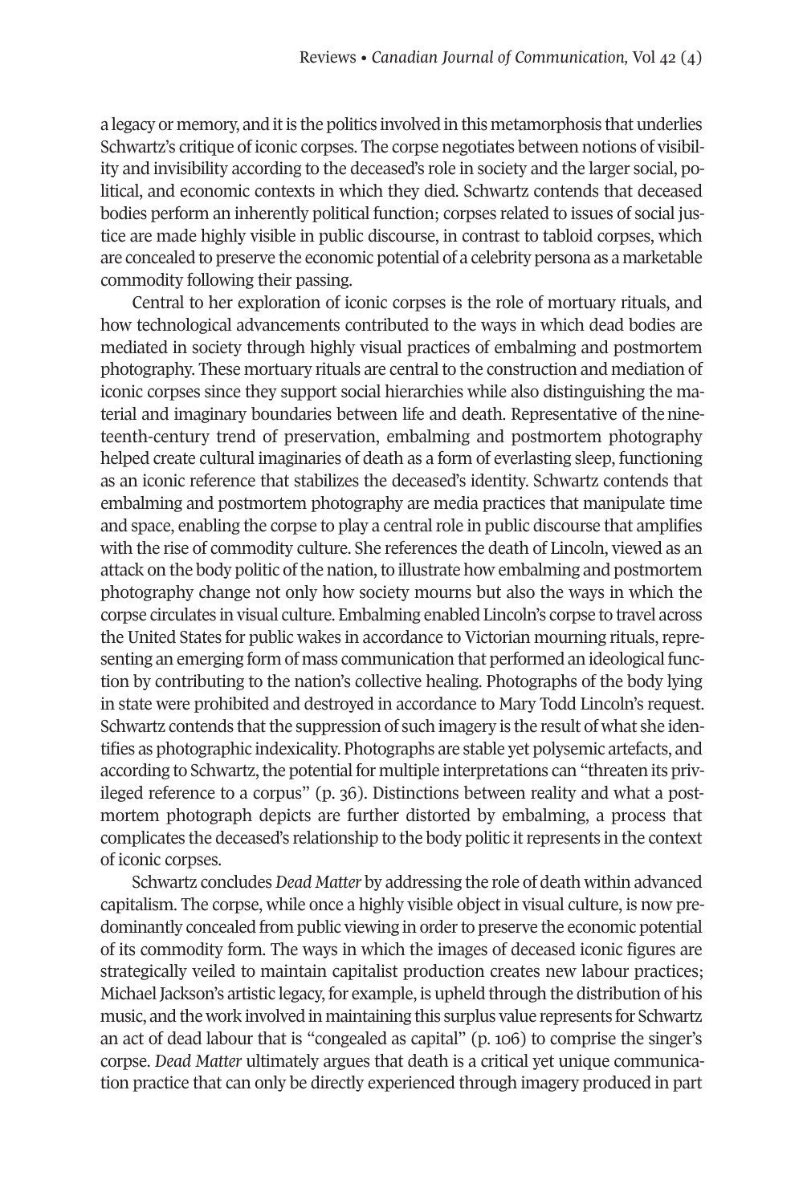a legacy or memory, and it is the politics involved in this metamorphosis that underlies Schwartz's critique of iconic corpses. The corpse negotiates between notions of visibility and invisibility according to the deceased's role in society and the larger social, political, and economic contexts in which they died. Schwartz contends that deceased bodies perform an inherently political function; corpses related to issues of social justice are made highly visible in public discourse, in contrast to tabloid corpses, which are concealed to preserve the economic potential of a celebrity persona as a marketable commodity following their passing.

Central to her exploration of iconic corpses is the role of mortuary rituals, and how technological advancements contributed to the ways in which dead bodies are mediated in society through highly visual practices of embalming and postmortem photography. These mortuary rituals are central to the construction and mediation of iconic corpses since they support social hierarchies while also distinguishing the material and imaginary boundaries between life and death. Representative of the nineteenth-century trend of preservation, embalming and postmortem photography helped create cultural imaginaries of death as a form of everlasting sleep, functioning as an iconic reference that stabilizes the deceased's identity. Schwartz contends that embalming and postmortem photography are media practices that manipulate time and space, enabling the corpse to play a central role in public discourse that amplifies with the rise of commodity culture. She references the death of Lincoln, viewed as an attack on the body politic of the nation, to illustrate how embalming and postmortem photography change not only how society mourns but also the ways in which the corpse circulates in visual culture. Embalming enabled Lincoln's corpse to travel across the United States for public wakes in accordance to Victorian mourning rituals, representing an emerging form of mass communication that performed an ideological function by contributing to the nation's collective healing. Photographs of the body lying in state were prohibited and destroyed in accordance to Mary Todd Lincoln's request. Schwartz contends that the suppression of such imagery is the result of what she identifies as photographic indexicality. Photographs are stable yet polysemic artefacts, and according to Schwartz, the potential for multiple interpretations can "threaten its privileged reference to a corpus" (p. 36). Distinctions between reality and what a postmortem photograph depicts are further distorted by embalming, a process that complicates the deceased's relationship to the body politic it represents in the context of iconic corpses.

Schwartz concludes *Dead Matter* by addressing the role of death within advanced capitalism. The corpse, while once a highly visible object in visual culture, is now predominantly concealed from public viewing in order to preserve the economic potential of its commodity form. The ways in which the images of deceased iconic figures are strategically veiled to maintain capitalist production creates new labour practices; Michael Jackson's artistic legacy, for example, is upheld through the distribution of his music, and the work involved in maintaining this surplus value represents for Schwartz an act of dead labour that is "congealed as capital" (p. 106) to comprise the singer's corpse. *Dead Matter* ultimately argues that death is a critical yet unique communication practice that can only be directly experienced through imagery produced in part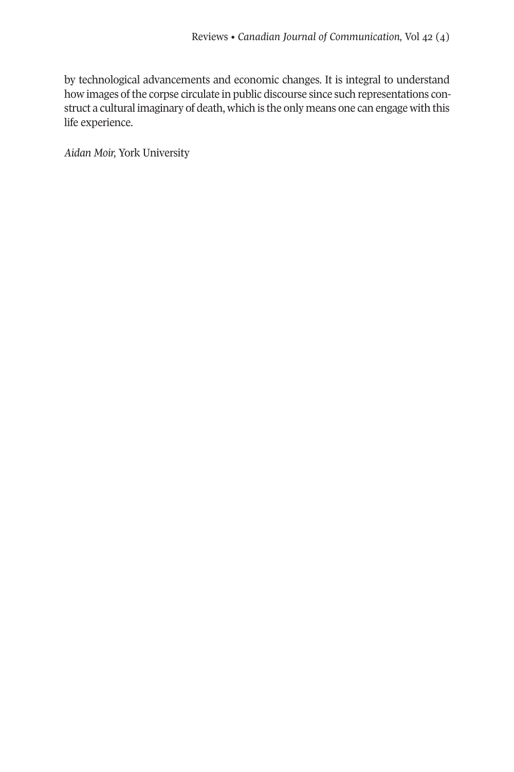by technological advancements and economic changes. It is integral to understand how images of the corpse circulate in public discourse since such representations construct a cultural imaginary of death, which is the only means one can engage with this life experience.

*Aidan Moir,* York University